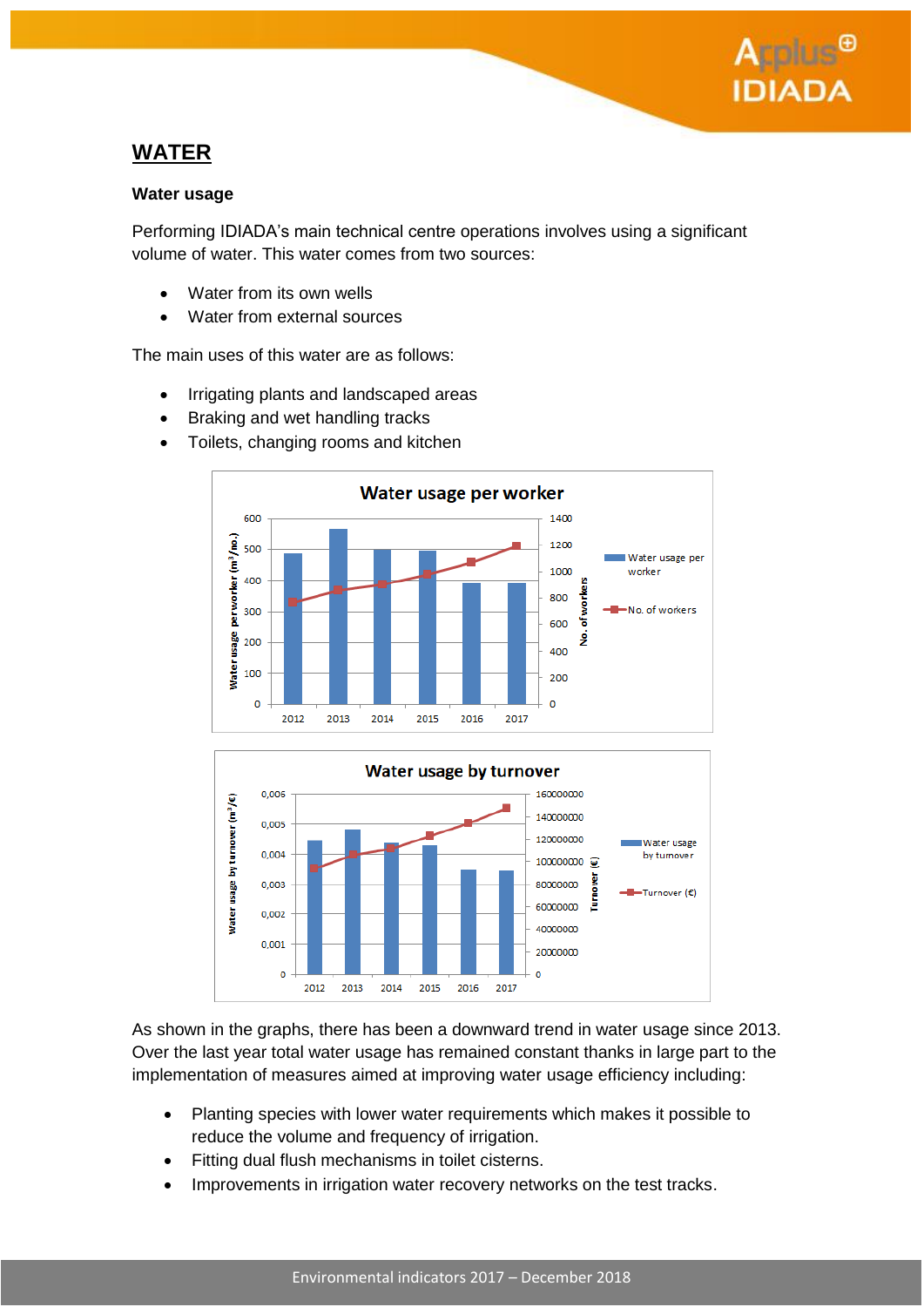# WATER

### Water usage

Performing IDIADA's main technical centre operations involves using a significant volume of water. This water comes from two sources:

- Water from its own wells
- Water from external sources

The main uses of this water are as follows:

- Irrigating plants and landscaped areas
- Braking and wet handling tracks
- Toilets, changing rooms and kitchen

As shown in the graphs, there has been a downward trend in water usage since 2013. Over the last year total water usage has remained constant thanks in large part to the implementation of measures aimed at improving water usage efficiency including:

- Planting species with lower water requirements which makes it possible to reduce the volume and frequency of irrigation.
- Fitting dual flush mechanisms in toilet cisterns.
- Improvements in irrigation water recovery networks on the test tracks.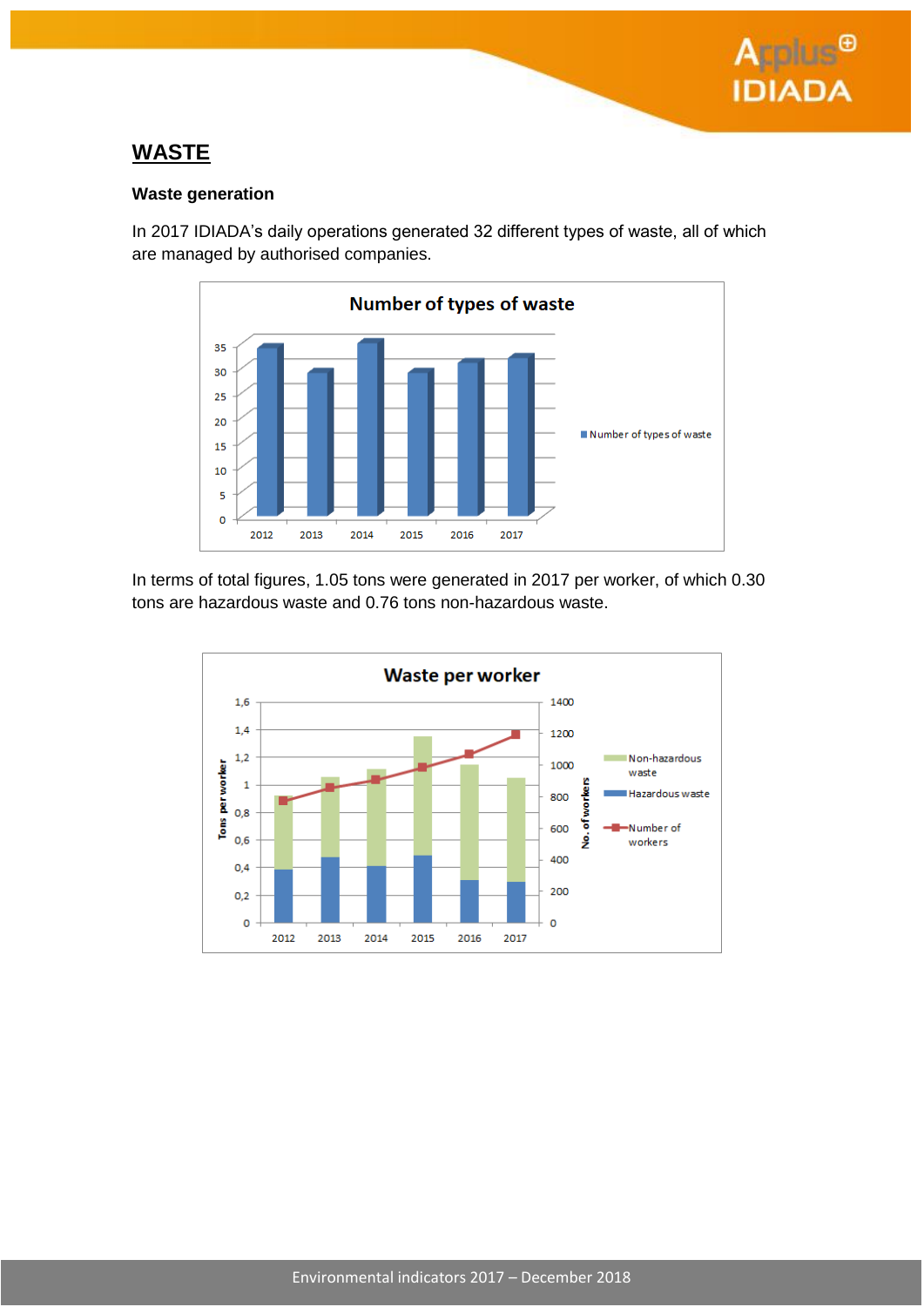## WASTE

### Waste generation

In 2017 IDIADA's daily operations generated 32 different types of waste, all of which are managed by authorised companies.

In terms of total figures, 1.05 tons were generated in 2017 per worker, of which 0.30 tons are hazardous waste and 0.76 tons non-hazardous waste.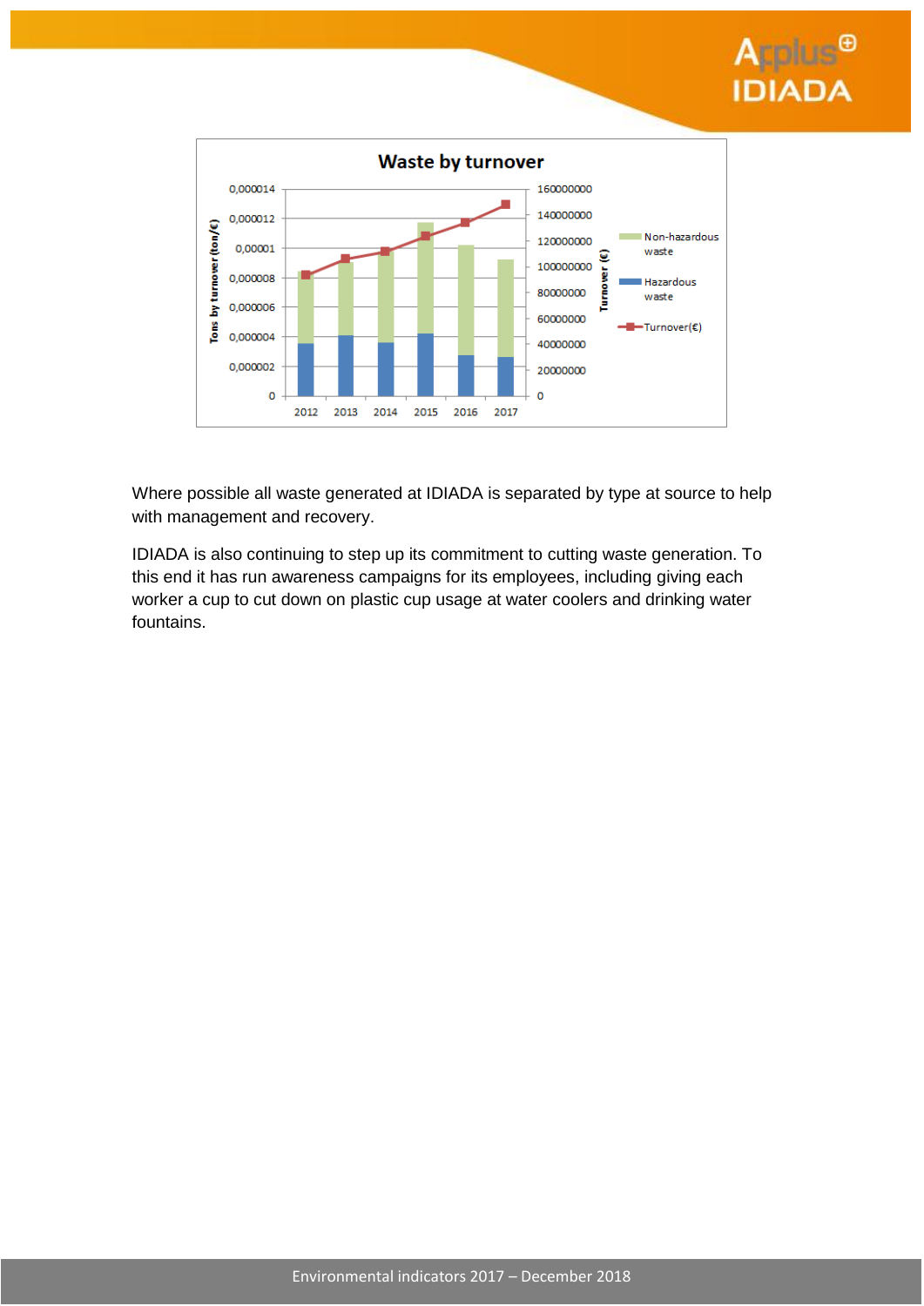Where possible all waste generated at IDIADA is separated by type at source to help with management and recovery.

IDIADA is also continuing to step up its commitment to cutting waste generation. To this end it has run awareness campaigns for its employees, including giving each worker a cup to cut down on plastic cup usage at water coolers and drinking water fountains.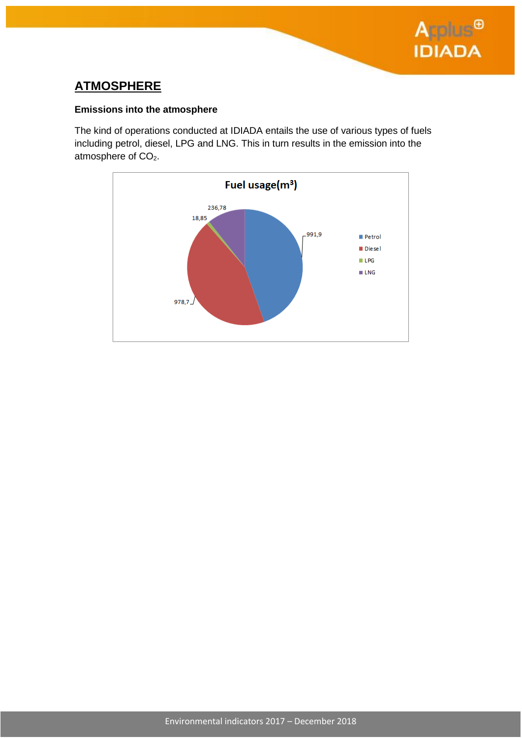## ATMOSPHERE

### Emissions into the atmosphere

The kind of operations conducted at IDIADA entails the use of various types of fuels including petrol, diesel, LPG and LNG. This in turn results in the emission into the atmosphere of $CO_2$.

**Fuel usage($m^3$)**

| Fuel | Usage ($m^3$) |
|---|---|
| Petrol | 991,9 |
| Diesel | 978,7 |
| LPG | 18,85 |
| LNG | 236,78 |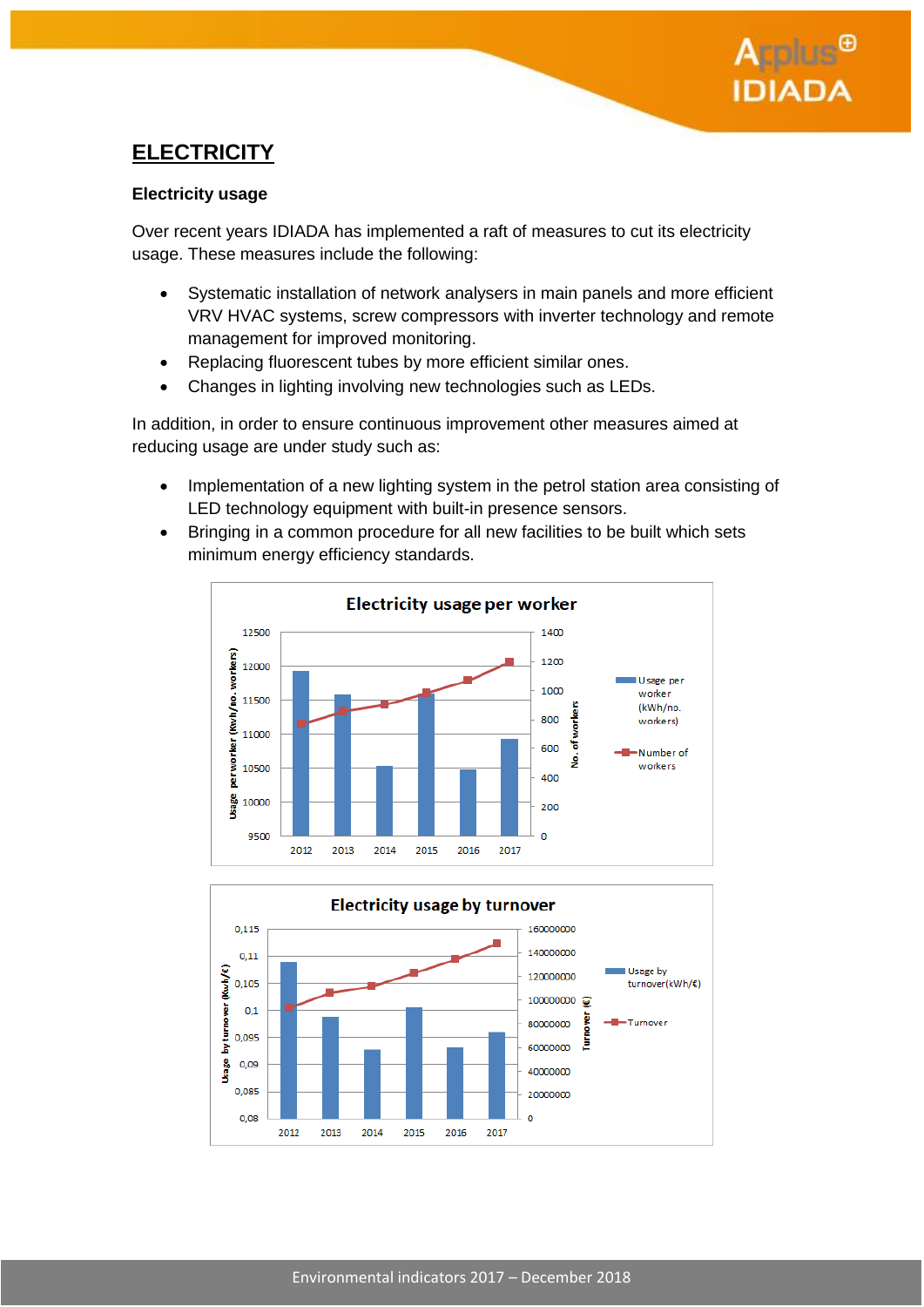# ELECTRICITY

## Electricity usage

Over recent years IDIADA has implemented a raft of measures to cut its electricity usage. These measures include the following:

- Systematic installation of network analysers in main panels and more efficient VRV HVAC systems, screw compressors with inverter technology and remote management for improved monitoring.
- Replacing fluorescent tubes by more efficient similar ones.
- Changes in lighting involving new technologies such as LEDs.

In addition, in order to ensure continuous improvement other measures aimed at reducing usage are under study such as:

- Implementation of a new lighting system in the petrol station area consisting of LED technology equipment with built-in presence sensors.
- Bringing in a common procedure for all new facilities to be built which sets minimum energy efficiency standards.

**Electricity usage per worker**

Left axis: Usage per worker (Kwh/no. workers), 9500–12500. Right axis: No. of workers, 0–1400. X-axis: 2012, 2013, 2014, 2015, 2016, 2017.

Legend: Usage per worker (kWh/no. workers) (bars); Number of workers (line)

**Electricity usage by turnover**

Left axis: Usage by turnover (Kwh/€), 0,08–0,115. Right axis: Turnover (€), 0–160000000. X-axis: 2012, 2013, 2014, 2015, 2016, 2017.

Legend: Usage by turnover(kWh/€) (bars); Turnover (line)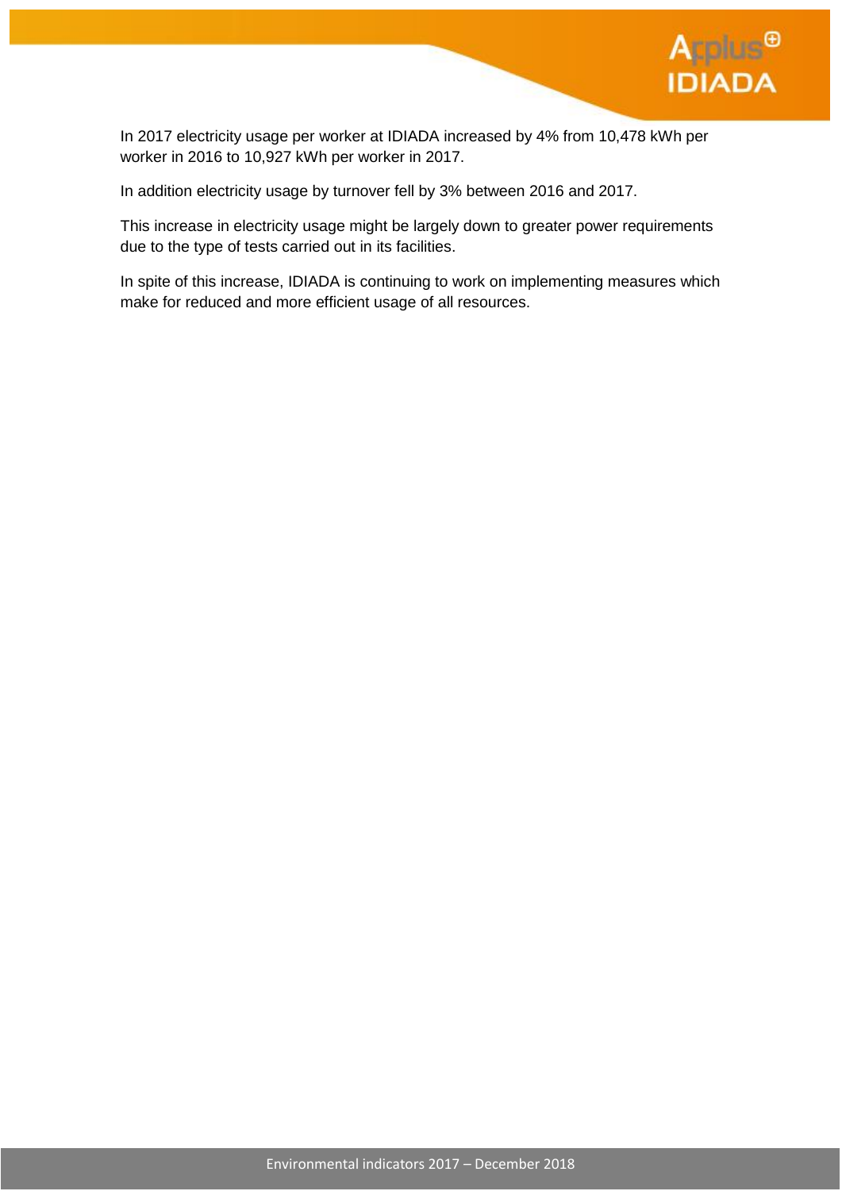In 2017 electricity usage per worker at IDIADA increased by 4% from 10,478 kWh per worker in 2016 to 10,927 kWh per worker in 2017.

In addition electricity usage by turnover fell by 3% between 2016 and 2017.

This increase in electricity usage might be largely down to greater power requirements due to the type of tests carried out in its facilities.

In spite of this increase, IDIADA is continuing to work on implementing measures which make for reduced and more efficient usage of all resources.